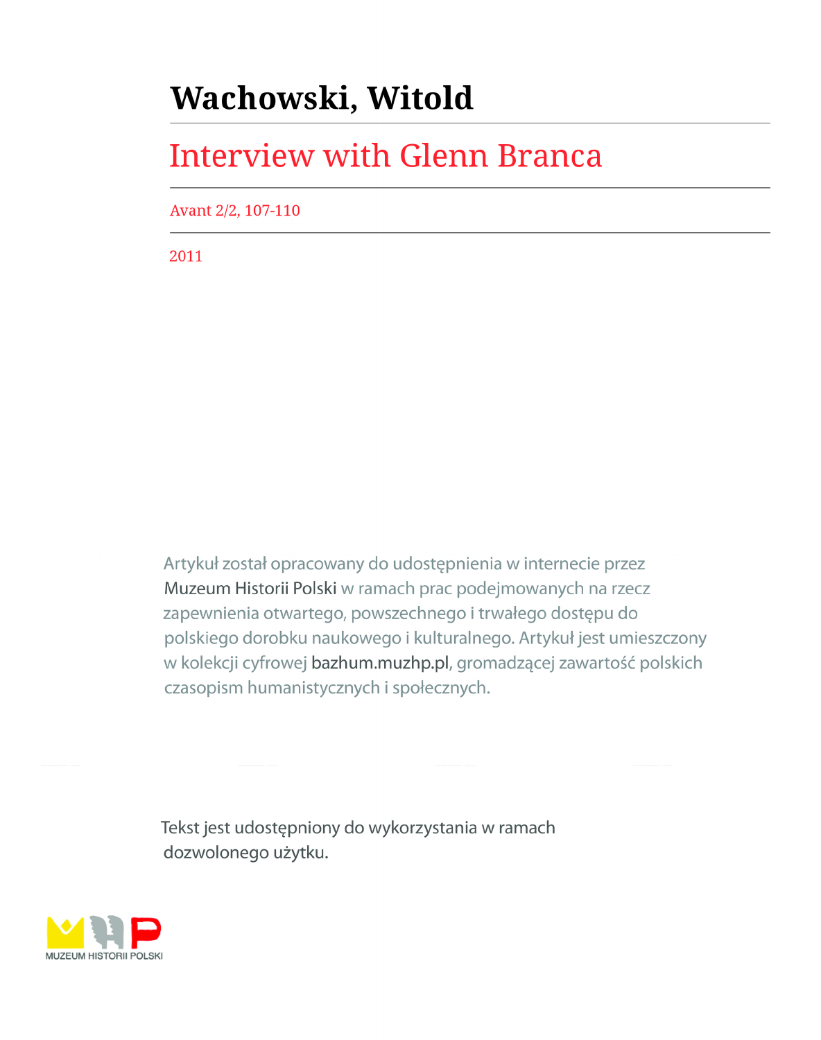# Wachowski, Witold

## Interview with Glenn Branca

Avant 2/2, 107-110

2011

Artykuł został opracowany do udostępnienia w internecie przez Muzeum Historii Polski w ramach prac podejmowanych na rzecz zapewnienia otwartego, powszechnego i trwałego dostępu do polskiego dorobku naukowego i kulturalnego. Artykuł jest umieszczony w kolekcji cyfrowej bazhum.muzhp.pl, gromadzącej zawartość polskich czasopism humanistycznych i społecznych.

Tekst jest udostępniony do wykorzystania w ramach dozwolonego użytku.

MUZEUM HISTORII POLSKI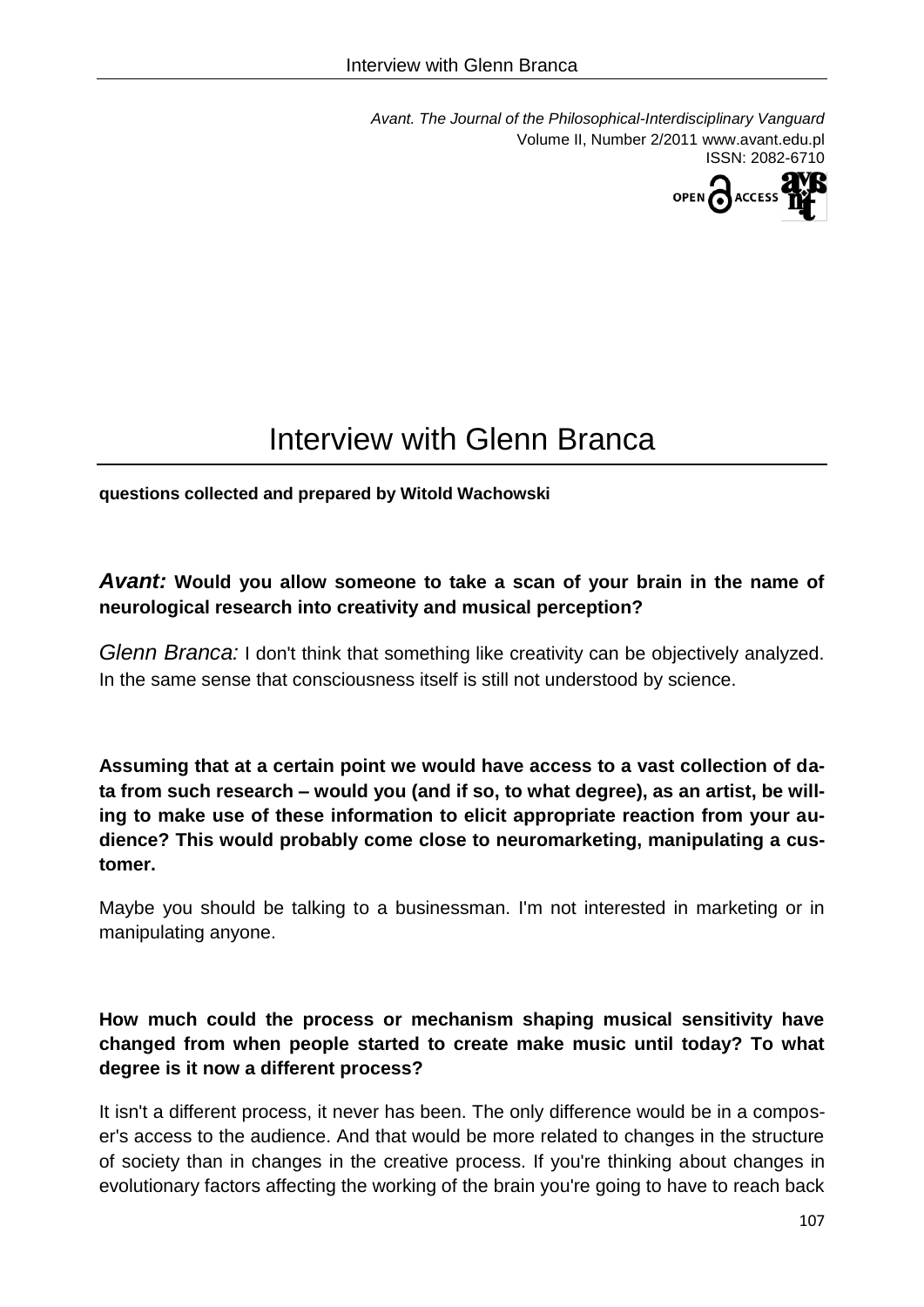# Interview with Glenn Branca

**questions collected and prepared by Witold Wachowski**

***Avant:*** **Would you allow someone to take a scan of your brain in the name of neurological research into creativity and musical perception?**

*Glenn Branca:* I don't think that something like creativity can be objectively analyzed. In the same sense that consciousness itself is still not understood by science.

**Assuming that at a certain point we would have access to a vast collection of data from such research – would you (and if so, to what degree), as an artist, be willing to make use of these information to elicit appropriate reaction from your audience? This would probably come close to neuromarketing, manipulating a customer.**

Maybe you should be talking to a businessman. I'm not interested in marketing or in manipulating anyone.

**How much could the process or mechanism shaping musical sensitivity have changed from when people started to create make music until today? To what degree is it now a different process?**

It isn't a different process, it never has been. The only difference would be in a composer's access to the audience. And that would be more related to changes in the structure of society than in changes in the creative process. If you're thinking about changes in evolutionary factors affecting the working of the brain you're going to have to reach back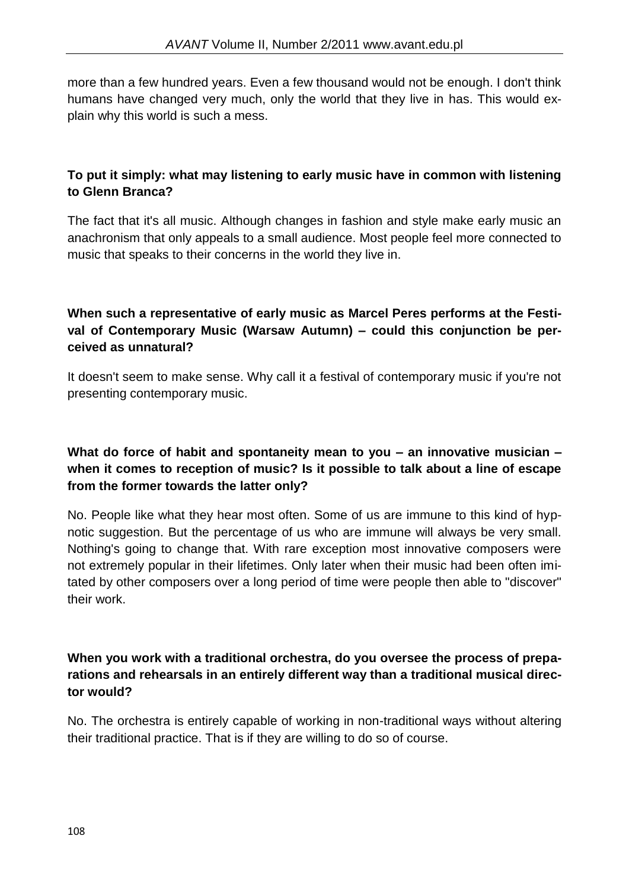more than a few hundred years. Even a few thousand would not be enough. I don't think humans have changed very much, only the world that they live in has. This would explain why this world is such a mess.

**To put it simply: what may listening to early music have in common with listening to Glenn Branca?**

The fact that it's all music. Although changes in fashion and style make early music an anachronism that only appeals to a small audience. Most people feel more connected to music that speaks to their concerns in the world they live in.

**When such a representative of early music as Marcel Peres performs at the Festival of Contemporary Music (Warsaw Autumn) – could this conjunction be perceived as unnatural?**

It doesn't seem to make sense. Why call it a festival of contemporary music if you're not presenting contemporary music.

**What do force of habit and spontaneity mean to you – an innovative musician – when it comes to reception of music? Is it possible to talk about a line of escape from the former towards the latter only?**

No. People like what they hear most often. Some of us are immune to this kind of hypnotic suggestion. But the percentage of us who are immune will always be very small. Nothing's going to change that. With rare exception most innovative composers were not extremely popular in their lifetimes. Only later when their music had been often imitated by other composers over a long period of time were people then able to "discover" their work.

**When you work with a traditional orchestra, do you oversee the process of preparations and rehearsals in an entirely different way than a traditional musical director would?**

No. The orchestra is entirely capable of working in non-traditional ways without altering their traditional practice. That is if they are willing to do so of course.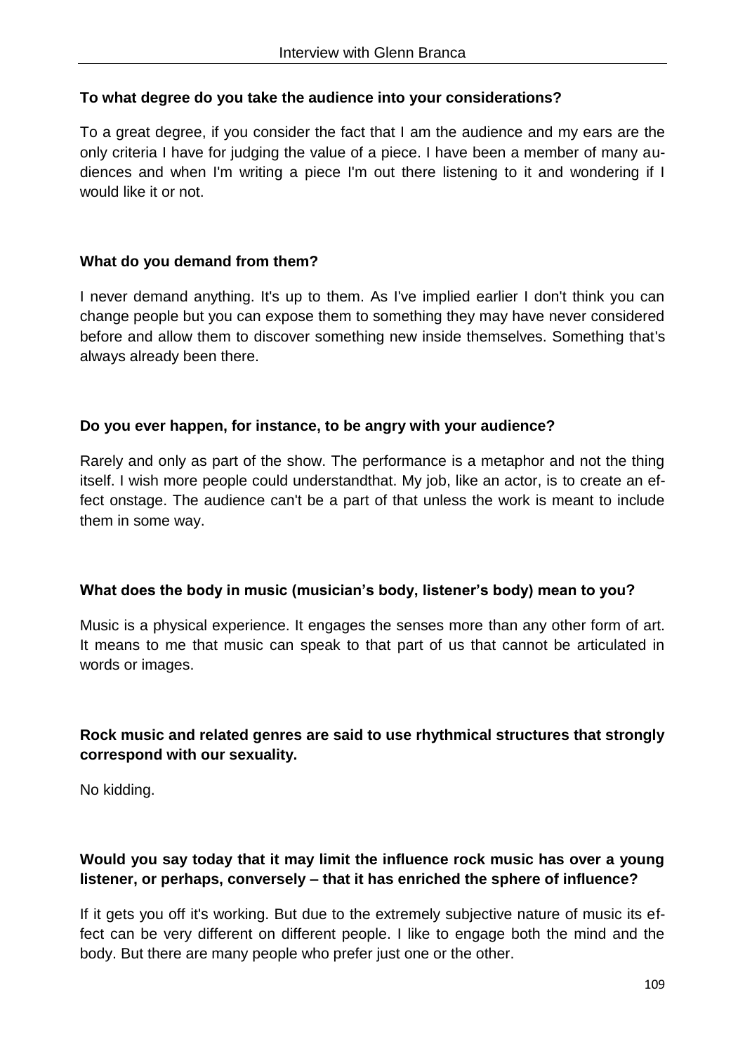**To what degree do you take the audience into your considerations?**

To a great degree, if you consider the fact that I am the audience and my ears are the only criteria I have for judging the value of a piece. I have been a member of many audiences and when I'm writing a piece I'm out there listening to it and wondering if I would like it or not.

**What do you demand from them?**

I never demand anything. It's up to them. As I've implied earlier I don't think you can change people but you can expose them to something they may have never considered before and allow them to discover something new inside themselves. Something that's always already been there.

**Do you ever happen, for instance, to be angry with your audience?**

Rarely and only as part of the show. The performance is a metaphor and not the thing itself. I wish more people could understandthat. My job, like an actor, is to create an effect onstage. The audience can't be a part of that unless the work is meant to include them in some way.

**What does the body in music (musician's body, listener's body) mean to you?**

Music is a physical experience. It engages the senses more than any other form of art. It means to me that music can speak to that part of us that cannot be articulated in words or images.

**Rock music and related genres are said to use rhythmical structures that strongly correspond with our sexuality.**

No kidding.

**Would you say today that it may limit the influence rock music has over a young listener, or perhaps, conversely – that it has enriched the sphere of influence?**

If it gets you off it's working. But due to the extremely subjective nature of music its effect can be very different on different people. I like to engage both the mind and the body. But there are many people who prefer just one or the other.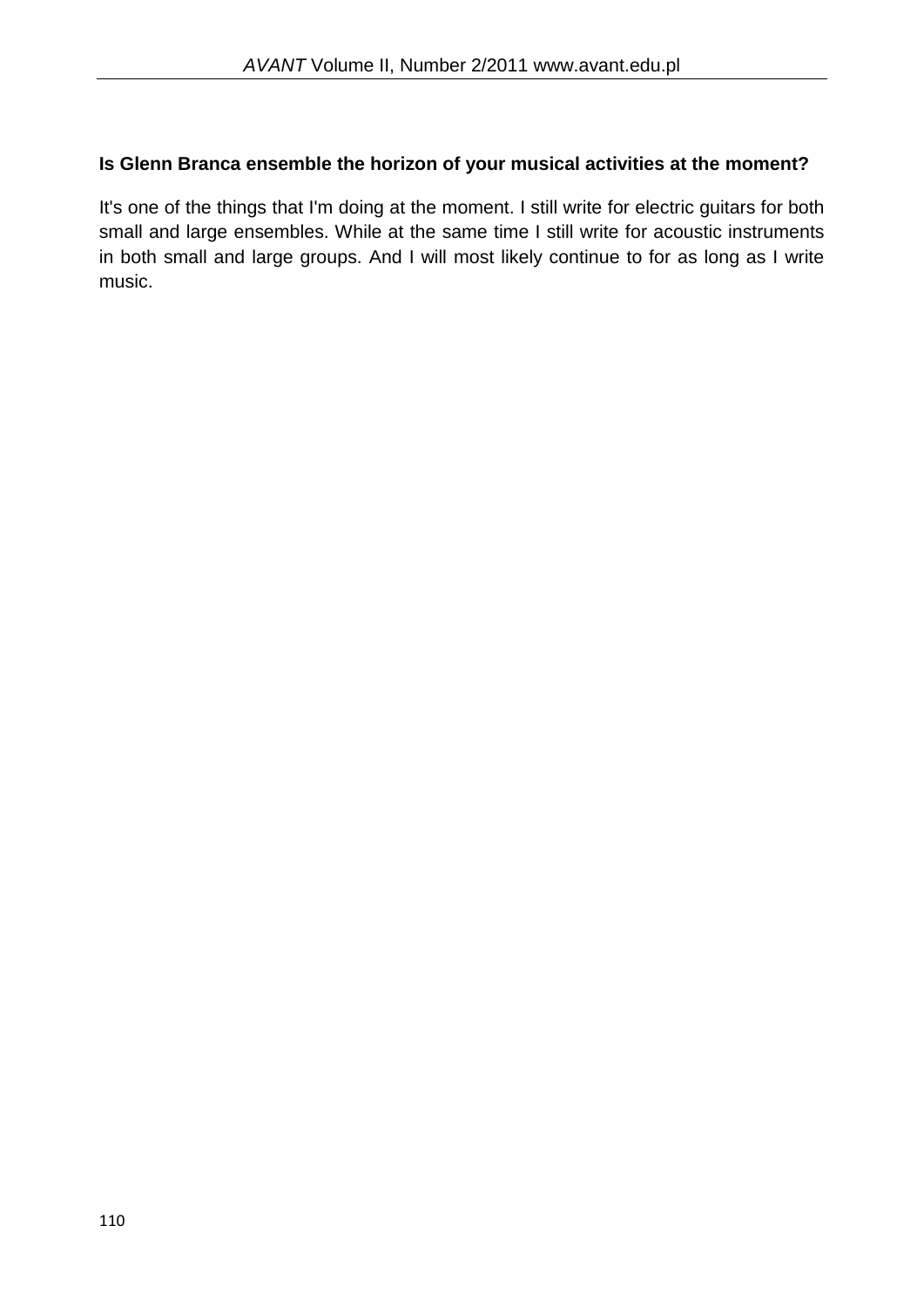**Is Glenn Branca ensemble the horizon of your musical activities at the moment?**

It's one of the things that I'm doing at the moment. I still write for electric guitars for both small and large ensembles. While at the same time I still write for acoustic instruments in both small and large groups. And I will most likely continue to for as long as I write music.